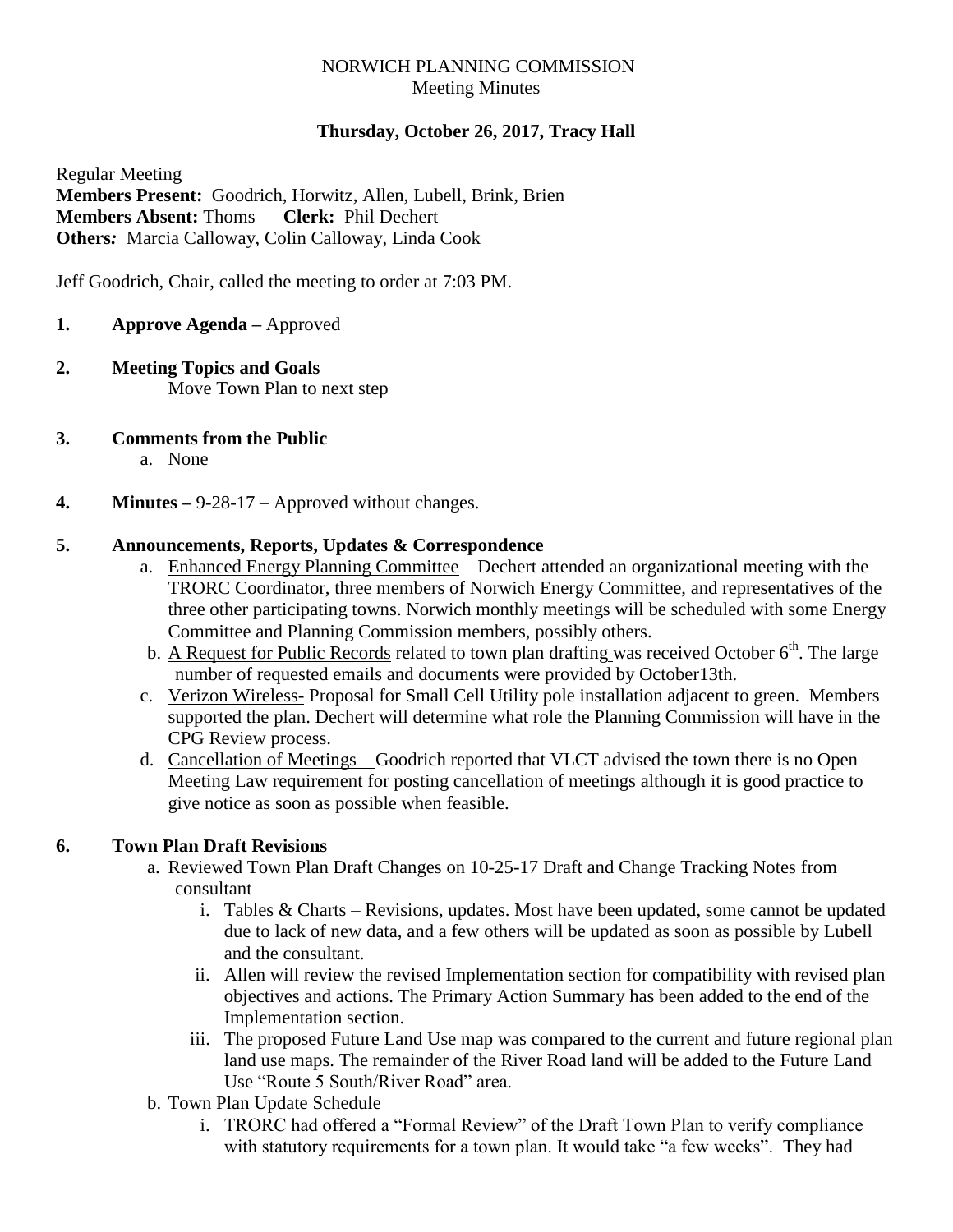NORWICH PLANNING COMMISSION
Meeting Minutes

**Thursday, October 26, 2017, Tracy Hall**

Regular Meeting
**Members Present:** Goodrich, Horwitz, Allen, Lubell, Brink, Brien
**Members Absent:** Thoms **Clerk:** Phil Dechert
***Others:*** Marcia Calloway, Colin Calloway, Linda Cook

Jeff Goodrich, Chair, called the meeting to order at 7:03 PM.

1. **Approve Agenda –** Approved

2. **Meeting Topics and Goals**
   Move Town Plan to next step

3. **Comments from the Public**
   a. None

4. **Minutes –** 9-28-17 – Approved without changes.

5. **Announcements, Reports, Updates & Correspondence**
   a. Enhanced Energy Planning Committee – Dechert attended an organizational meeting with the TRORC Coordinator, three members of Norwich Energy Committee, and representatives of the three other participating towns. Norwich monthly meetings will be scheduled with some Energy Committee and Planning Commission members, possibly others.
   b. A Request for Public Records related to town plan drafting was received October 6th. The large number of requested emails and documents were provided by October13th.
   c. Verizon Wireless- Proposal for Small Cell Utility pole installation adjacent to green. Members supported the plan. Dechert will determine what role the Planning Commission will have in the CPG Review process.
   d. Cancellation of Meetings – Goodrich reported that VLCT advised the town there is no Open Meeting Law requirement for posting cancellation of meetings although it is good practice to give notice as soon as possible when feasible.

6. **Town Plan Draft Revisions**
   a. Reviewed Town Plan Draft Changes on 10-25-17 Draft and Change Tracking Notes from consultant
      i. Tables & Charts – Revisions, updates. Most have been updated, some cannot be updated due to lack of new data, and a few others will be updated as soon as possible by Lubell and the consultant.
      ii. Allen will review the revised Implementation section for compatibility with revised plan objectives and actions. The Primary Action Summary has been added to the end of the Implementation section.
      iii. The proposed Future Land Use map was compared to the current and future regional plan land use maps. The remainder of the River Road land will be added to the Future Land Use "Route 5 South/River Road" area.
   b. Town Plan Update Schedule
      i. TRORC had offered a "Formal Review" of the Draft Town Plan to verify compliance with statutory requirements for a town plan. It would take "a few weeks". They had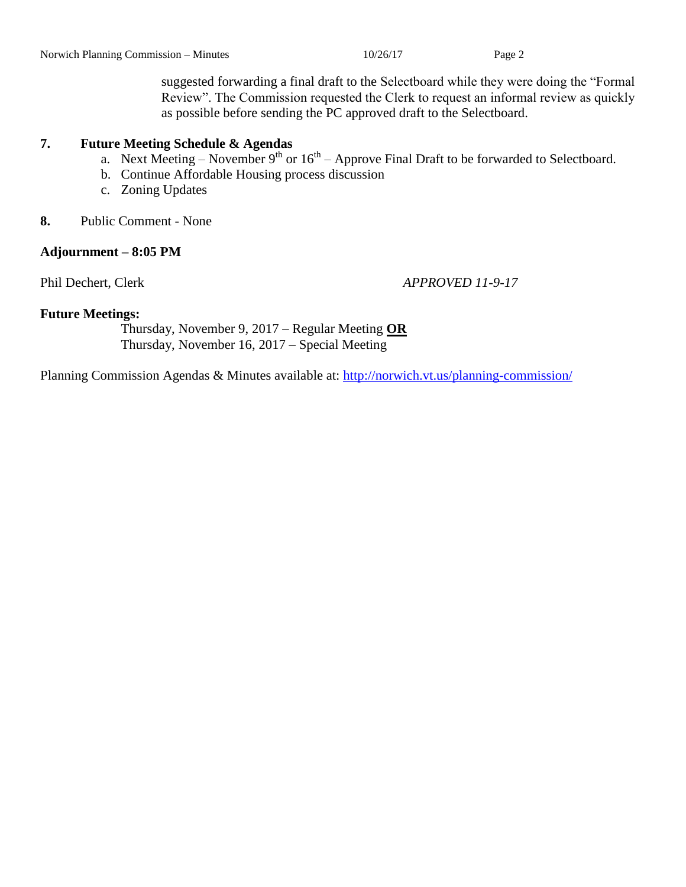suggested forwarding a final draft to the Selectboard while they were doing the "Formal Review". The Commission requested the Clerk to request an informal review as quickly as possible before sending the PC approved draft to the Selectboard.

**7. Future Meeting Schedule & Agendas**

a. Next Meeting – November 9th or 16th – Approve Final Draft to be forwarded to Selectboard.
b. Continue Affordable Housing process discussion
c. Zoning Updates

**8.** Public Comment - None

**Adjournment – 8:05 PM**

Phil Dechert, Clerk

*APPROVED 11-9-17*

**Future Meetings:**

Thursday, November 9, 2017 – Regular Meeting **OR**
Thursday, November 16, 2017 – Special Meeting

Planning Commission Agendas & Minutes available at: http://norwich.vt.us/planning-commission/